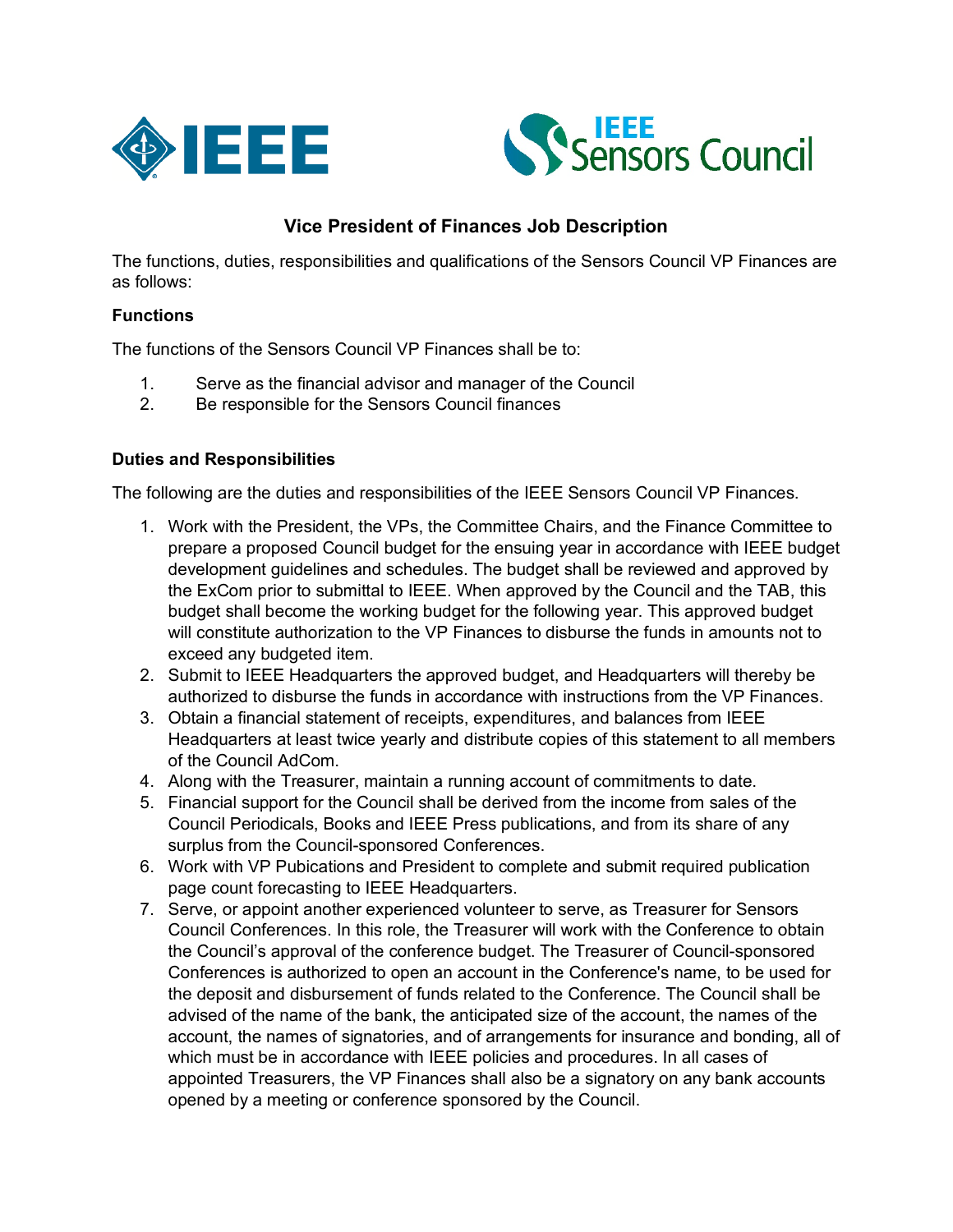# Vice President of Finances Job Description

The functions, duties, responsibilities and qualifications of the Sensors Council VP Finances are as follows:

### Functions

The functions of the Sensors Council VP Finances shall be to:

1. Serve as the financial advisor and manager of the Council
2. Be responsible for the Sensors Council finances

### Duties and Responsibilities

The following are the duties and responsibilities of the IEEE Sensors Council VP Finances.

1. Work with the President, the VPs, the Committee Chairs, and the Finance Committee to prepare a proposed Council budget for the ensuing year in accordance with IEEE budget development guidelines and schedules. The budget shall be reviewed and approved by the ExCom prior to submittal to IEEE. When approved by the Council and the TAB, this budget shall become the working budget for the following year. This approved budget will constitute authorization to the VP Finances to disburse the funds in amounts not to exceed any budgeted item.
2. Submit to IEEE Headquarters the approved budget, and Headquarters will thereby be authorized to disburse the funds in accordance with instructions from the VP Finances.
3. Obtain a financial statement of receipts, expenditures, and balances from IEEE Headquarters at least twice yearly and distribute copies of this statement to all members of the Council AdCom.
4. Along with the Treasurer, maintain a running account of commitments to date.
5. Financial support for the Council shall be derived from the income from sales of the Council Periodicals, Books and IEEE Press publications, and from its share of any surplus from the Council-sponsored Conferences.
6. Work with VP Pubications and President to complete and submit required publication page count forecasting to IEEE Headquarters.
7. Serve, or appoint another experienced volunteer to serve, as Treasurer for Sensors Council Conferences. In this role, the Treasurer will work with the Conference to obtain the Council's approval of the conference budget. The Treasurer of Council-sponsored Conferences is authorized to open an account in the Conference's name, to be used for the deposit and disbursement of funds related to the Conference. The Council shall be advised of the name of the bank, the anticipated size of the account, the names of the account, the names of signatories, and of arrangements for insurance and bonding, all of which must be in accordance with IEEE policies and procedures. In all cases of appointed Treasurers, the VP Finances shall also be a signatory on any bank accounts opened by a meeting or conference sponsored by the Council.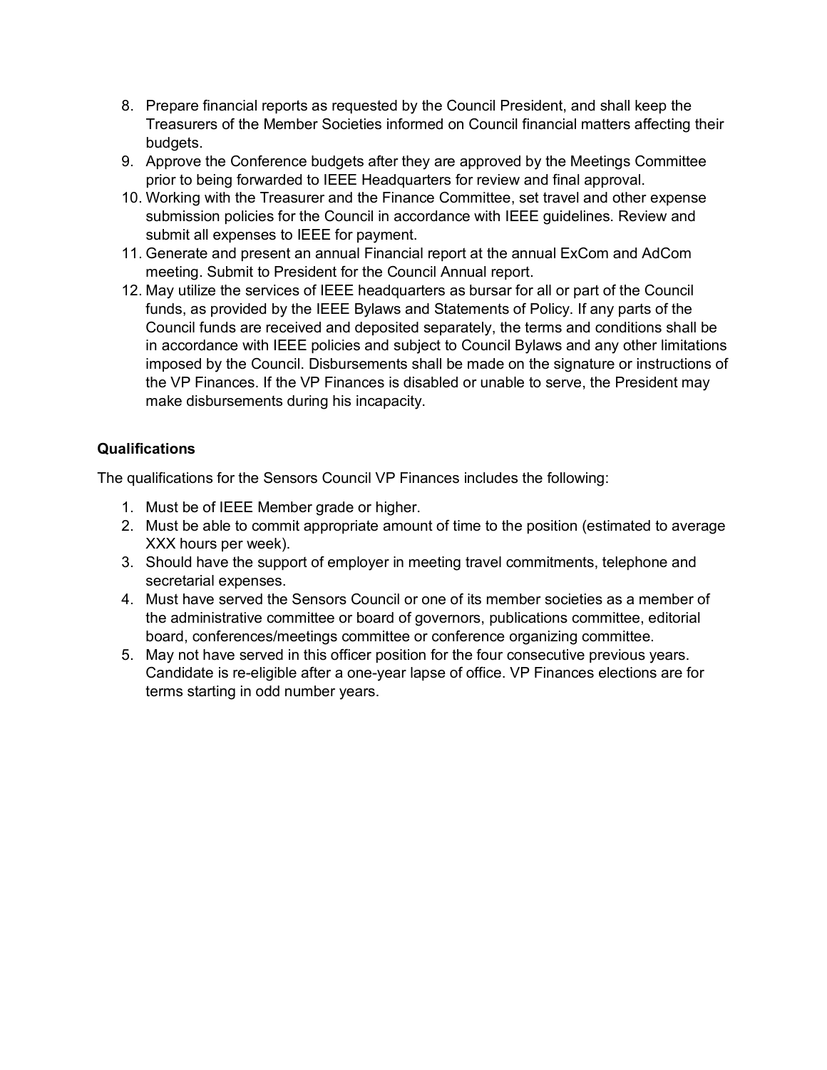8. Prepare financial reports as requested by the Council President, and shall keep the Treasurers of the Member Societies informed on Council financial matters affecting their budgets.
9. Approve the Conference budgets after they are approved by the Meetings Committee prior to being forwarded to IEEE Headquarters for review and final approval.
10. Working with the Treasurer and the Finance Committee, set travel and other expense submission policies for the Council in accordance with IEEE guidelines. Review and submit all expenses to IEEE for payment.
11. Generate and present an annual Financial report at the annual ExCom and AdCom meeting. Submit to President for the Council Annual report.
12. May utilize the services of IEEE headquarters as bursar for all or part of the Council funds, as provided by the IEEE Bylaws and Statements of Policy. If any parts of the Council funds are received and deposited separately, the terms and conditions shall be in accordance with IEEE policies and subject to Council Bylaws and any other limitations imposed by the Council. Disbursements shall be made on the signature or instructions of the VP Finances. If the VP Finances is disabled or unable to serve, the President may make disbursements during his incapacity.

**Qualifications**

The qualifications for the Sensors Council VP Finances includes the following:

1. Must be of IEEE Member grade or higher.
2. Must be able to commit appropriate amount of time to the position (estimated to average XXX hours per week).
3. Should have the support of employer in meeting travel commitments, telephone and secretarial expenses.
4. Must have served the Sensors Council or one of its member societies as a member of the administrative committee or board of governors, publications committee, editorial board, conferences/meetings committee or conference organizing committee.
5. May not have served in this officer position for the four consecutive previous years. Candidate is re-eligible after a one-year lapse of office. VP Finances elections are for terms starting in odd number years.